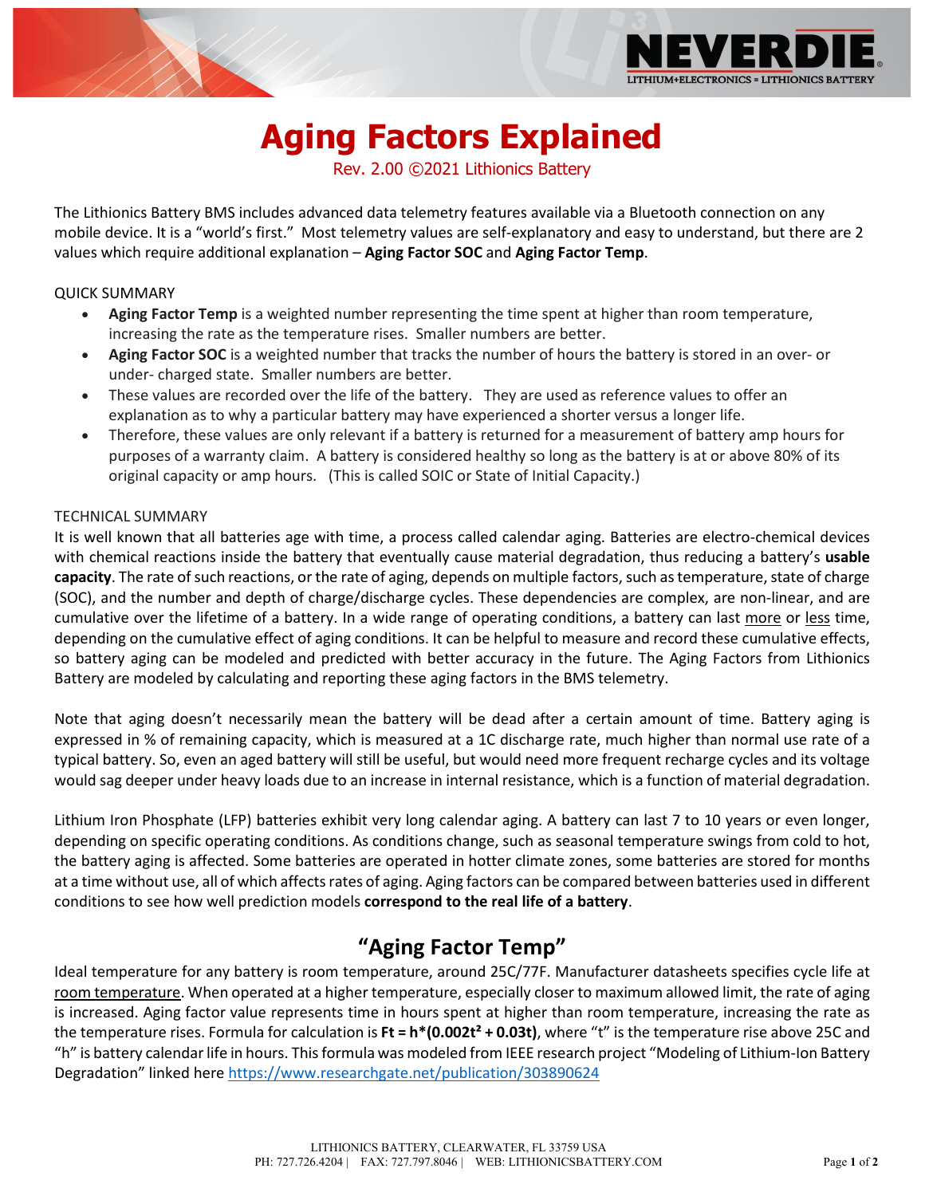# Aging Factors Explained

Rev. 2.00 ©2021 Lithionics Battery

The Lithionics Battery BMS includes advanced data telemetry features available via a Bluetooth connection on any mobile device. It is a "world's first." Most telemetry values are self-explanatory and easy to understand, but there are 2 values which require additional explanation – **Aging Factor SOC** and **Aging Factor Temp**.

QUICK SUMMARY

- **Aging Factor Temp** is a weighted number representing the time spent at higher than room temperature, increasing the rate as the temperature rises. Smaller numbers are better.
- **Aging Factor SOC** is a weighted number that tracks the number of hours the battery is stored in an over- or under- charged state. Smaller numbers are better.
- These values are recorded over the life of the battery. They are used as reference values to offer an explanation as to why a particular battery may have experienced a shorter versus a longer life.
- Therefore, these values are only relevant if a battery is returned for a measurement of battery amp hours for purposes of a warranty claim. A battery is considered healthy so long as the battery is at or above 80% of its original capacity or amp hours. (This is called SOIC or State of Initial Capacity.)

TECHNICAL SUMMARY

It is well known that all batteries age with time, a process called calendar aging. Batteries are electro-chemical devices with chemical reactions inside the battery that eventually cause material degradation, thus reducing a battery's **usable capacity**. The rate of such reactions, or the rate of aging, depends on multiple factors, such as temperature, state of charge (SOC), and the number and depth of charge/discharge cycles. These dependencies are complex, are non-linear, and are cumulative over the lifetime of a battery. In a wide range of operating conditions, a battery can last more or less time, depending on the cumulative effect of aging conditions. It can be helpful to measure and record these cumulative effects, so battery aging can be modeled and predicted with better accuracy in the future. The Aging Factors from Lithionics Battery are modeled by calculating and reporting these aging factors in the BMS telemetry.

Note that aging doesn't necessarily mean the battery will be dead after a certain amount of time. Battery aging is expressed in % of remaining capacity, which is measured at a 1C discharge rate, much higher than normal use rate of a typical battery. So, even an aged battery will still be useful, but would need more frequent recharge cycles and its voltage would sag deeper under heavy loads due to an increase in internal resistance, which is a function of material degradation.

Lithium Iron Phosphate (LFP) batteries exhibit very long calendar aging. A battery can last 7 to 10 years or even longer, depending on specific operating conditions. As conditions change, such as seasonal temperature swings from cold to hot, the battery aging is affected. Some batteries are operated in hotter climate zones, some batteries are stored for months at a time without use, all of which affects rates of aging. Aging factors can be compared between batteries used in different conditions to see how well prediction models **correspond to the real life of a battery**.

## "Aging Factor Temp"

Ideal temperature for any battery is room temperature, around 25C/77F. Manufacturer datasheets specifies cycle life at room temperature. When operated at a higher temperature, especially closer to maximum allowed limit, the rate of aging is increased. Aging factor value represents time in hours spent at higher than room temperature, increasing the rate as the temperature rises. Formula for calculation is **$Ft = h*(0.002t^2 + 0.03t)$**, where "t" is the temperature rise above 25C and "h" is battery calendar life in hours. This formula was modeled from IEEE research project "Modeling of Lithium-Ion Battery Degradation" linked here https://www.researchgate.net/publication/303890624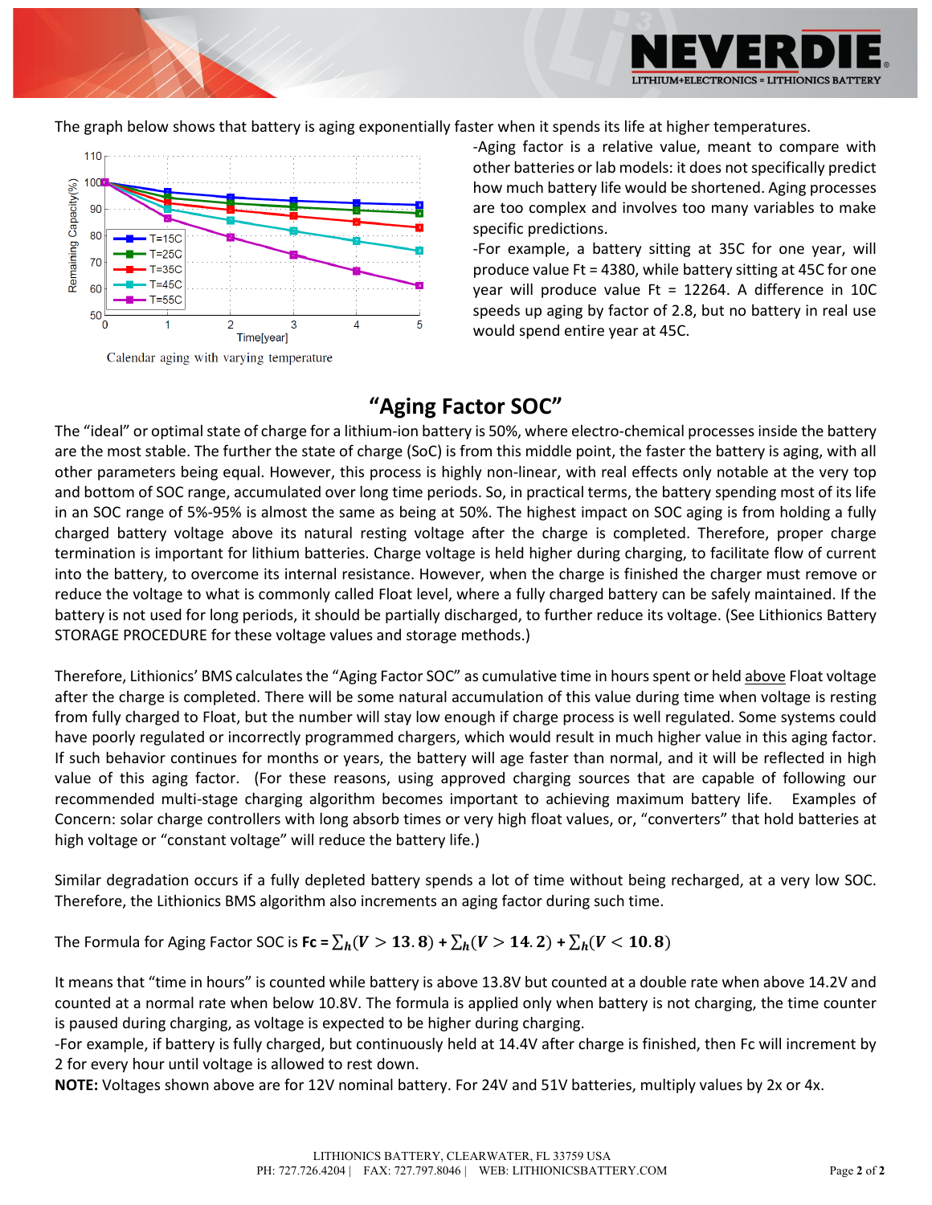The graph below shows that battery is aging exponentially faster when it spends its life at higher temperatures.

110
100
90
80
70
60
50
Remaining Capacity(%)
0
1
2
3
4
5
Time[year]
T=15C
T=25C
T=35C
T=45C
T=55C

Calendar aging with varying temperature

-Aging factor is a relative value, meant to compare with other batteries or lab models: it does not specifically predict how much battery life would be shortened. Aging processes are too complex and involves too many variables to make specific predictions.

-For example, a battery sitting at 35C for one year, will produce value Ft = 4380, while battery sitting at 45C for one year will produce value Ft = 12264. A difference in 10C speeds up aging by factor of 2.8, but no battery in real use would spend entire year at 45C.

## "Aging Factor SOC"

The "ideal" or optimal state of charge for a lithium-ion battery is 50%, where electro-chemical processes inside the battery are the most stable. The further the state of charge (SoC) is from this middle point, the faster the battery is aging, with all other parameters being equal. However, this process is highly non-linear, with real effects only notable at the very top and bottom of SOC range, accumulated over long time periods. So, in practical terms, the battery spending most of its life in an SOC range of 5%-95% is almost the same as being at 50%. The highest impact on SOC aging is from holding a fully charged battery voltage above its natural resting voltage after the charge is completed. Therefore, proper charge termination is important for lithium batteries. Charge voltage is held higher during charging, to facilitate flow of current into the battery, to overcome its internal resistance. However, when the charge is finished the charger must remove or reduce the voltage to what is commonly called Float level, where a fully charged battery can be safely maintained. If the battery is not used for long periods, it should be partially discharged, to further reduce its voltage. (See Lithionics Battery STORAGE PROCEDURE for these voltage values and storage methods.)

Therefore, Lithionics' BMS calculates the "Aging Factor SOC" as cumulative time in hours spent or held above Float voltage after the charge is completed. There will be some natural accumulation of this value during time when voltage is resting from fully charged to Float, but the number will stay low enough if charge process is well regulated. Some systems could have poorly regulated or incorrectly programmed chargers, which would result in much higher value in this aging factor. If such behavior continues for months or years, the battery will age faster than normal, and it will be reflected in high value of this aging factor. (For these reasons, using approved charging sources that are capable of following our recommended multi-stage charging algorithm becomes important to achieving maximum battery life. Examples of Concern: solar charge controllers with long absorb times or very high float values, or, "converters" that hold batteries at high voltage or "constant voltage" will reduce the battery life.)

Similar degradation occurs if a fully depleted battery spends a lot of time without being recharged, at a very low SOC. Therefore, the Lithionics BMS algorithm also increments an aging factor during such time.

The Formula for Aging Factor SOC is **Fc** = $\sum_h (V > 13.8) + \sum_h (V > 14.2) + \sum_h (V < 10.8)$

It means that "time in hours" is counted while battery is above 13.8V but counted at a double rate when above 14.2V and counted at a normal rate when below 10.8V. The formula is applied only when battery is not charging, the time counter is paused during charging, as voltage is expected to be higher during charging.

-For example, if battery is fully charged, but continuously held at 14.4V after charge is finished, then Fc will increment by 2 for every hour until voltage is allowed to rest down.

**NOTE:** Voltages shown above are for 12V nominal battery. For 24V and 51V batteries, multiply values by 2x or 4x.